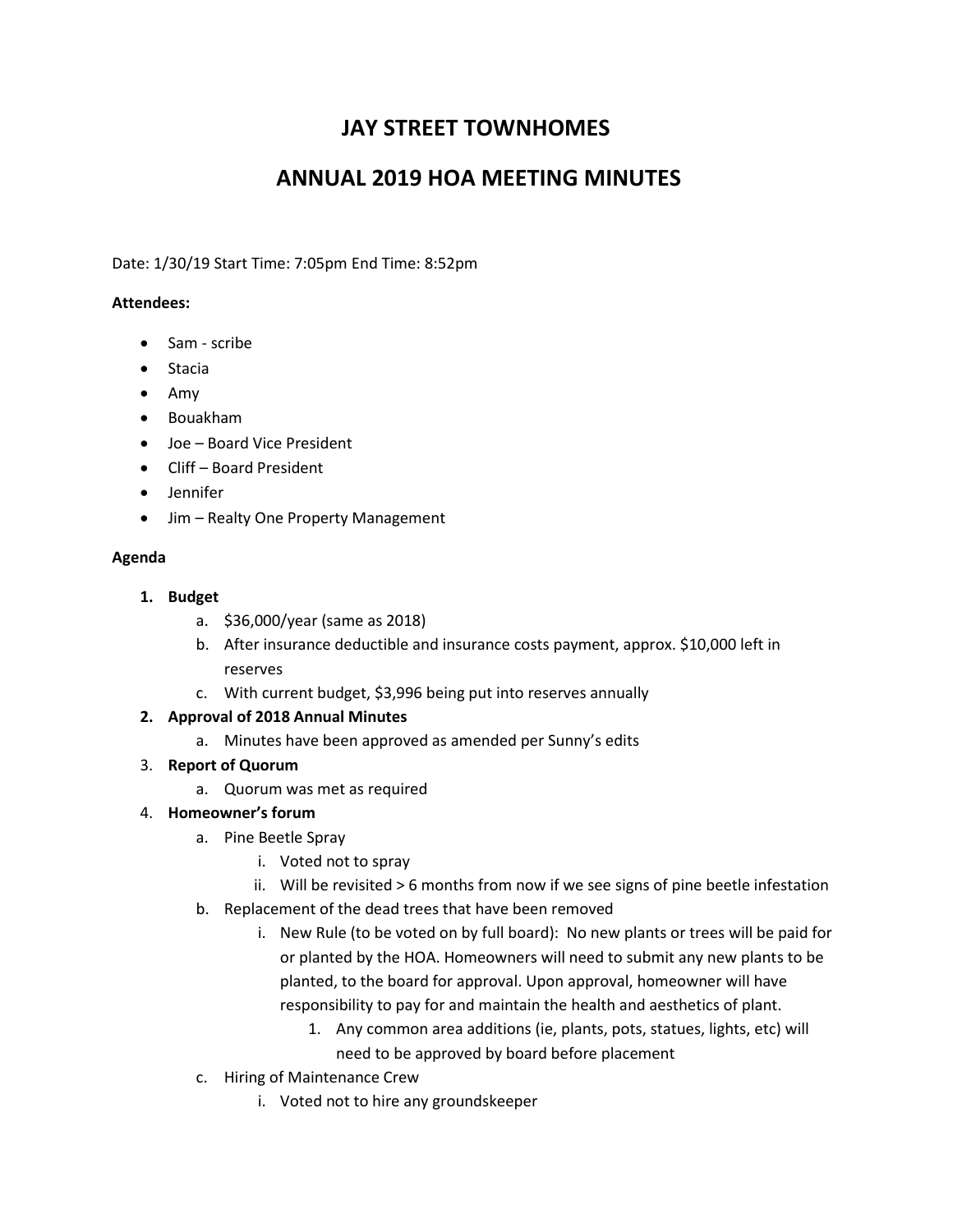# JAY STREET TOWNHOMES

# ANNUAL 2019 HOA MEETING MINUTES

Date: 1/30/19 Start Time: 7:05pm End Time: 8:52pm

**Attendees:**

- Sam - scribe
- Stacia
- Amy
- Bouakham
- Joe – Board Vice President
- Cliff – Board President
- Jennifer
- Jim – Realty One Property Management

**Agenda**

1. **Budget**
    a. $36,000/year (same as 2018)
    b. After insurance deductible and insurance costs payment, approx. $10,000 left in reserves
    c. With current budget, $3,996 being put into reserves annually
2. **Approval of 2018 Annual Minutes**
    a. Minutes have been approved as amended per Sunny's edits
3. **Report of Quorum**
    a. Quorum was met as required
4. **Homeowner's forum**
    a. Pine Beetle Spray
        i. Voted not to spray
        ii. Will be revisited > 6 months from now if we see signs of pine beetle infestation
    b. Replacement of the dead trees that have been removed
        i. New Rule (to be voted on by full board): No new plants or trees will be paid for or planted by the HOA. Homeowners will need to submit any new plants to be planted, to the board for approval. Upon approval, homeowner will have responsibility to pay for and maintain the health and aesthetics of plant.
            1. Any common area additions (ie, plants, pots, statues, lights, etc) will need to be approved by board before placement
    c. Hiring of Maintenance Crew
        i. Voted not to hire any groundskeeper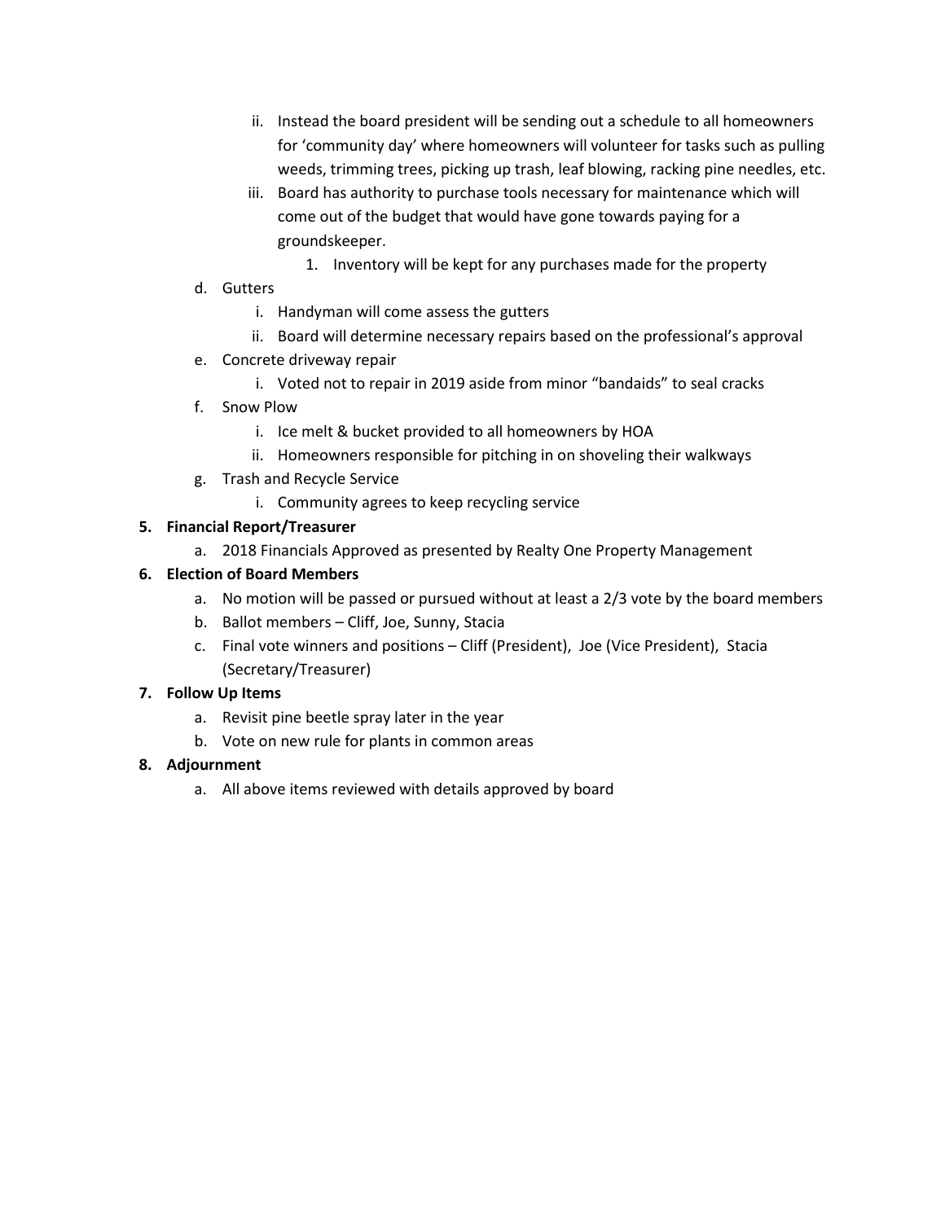ii. Instead the board president will be sending out a schedule to all homeowners for 'community day' where homeowners will volunteer for tasks such as pulling weeds, trimming trees, picking up trash, leaf blowing, racking pine needles, etc.
   iii. Board has authority to purchase tools necessary for maintenance which will come out of the budget that would have gone towards paying for a groundskeeper.
      1. Inventory will be kept for any purchases made for the property

d. Gutters
   i. Handyman will come assess the gutters
   ii. Board will determine necessary repairs based on the professional's approval

e. Concrete driveway repair
   i. Voted not to repair in 2019 aside from minor "bandaids" to seal cracks

f. Snow Plow
   i. Ice melt & bucket provided to all homeowners by HOA
   ii. Homeowners responsible for pitching in on shoveling their walkways

g. Trash and Recycle Service
   i. Community agrees to keep recycling service

**5. Financial Report/Treasurer**

   a. 2018 Financials Approved as presented by Realty One Property Management

**6. Election of Board Members**

   a. No motion will be passed or pursued without at least a 2/3 vote by the board members
   b. Ballot members – Cliff, Joe, Sunny, Stacia
   c. Final vote winners and positions – Cliff (President), Joe (Vice President), Stacia (Secretary/Treasurer)

**7. Follow Up Items**

   a. Revisit pine beetle spray later in the year
   b. Vote on new rule for plants in common areas

**8. Adjournment**

   a. All above items reviewed with details approved by board